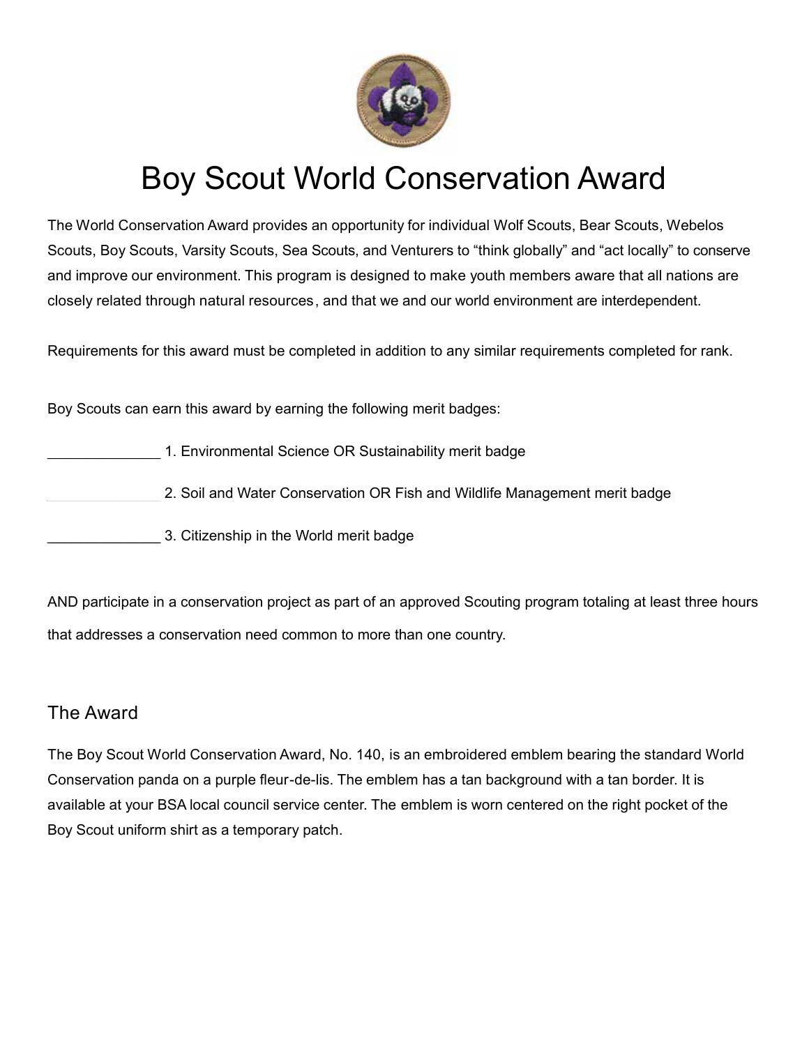# Boy Scout World Conservation Award

The World Conservation Award provides an opportunity for individual Wolf Scouts, Bear Scouts, Webelos Scouts, Boy Scouts, Varsity Scouts, Sea Scouts, and Venturers to "think globally" and "act locally" to conserve and improve our environment. This program is designed to make youth members aware that all nations are closely related through natural resources, and that we and our world environment are interdependent.

Requirements for this award must be completed in addition to any similar requirements completed for rank.

Boy Scouts can earn this award by earning the following merit badges:

______________ 1. Environmental Science OR Sustainability merit badge

______________ 2. Soil and Water Conservation OR Fish and Wildlife Management merit badge

______________ 3. Citizenship in the World merit badge

AND participate in a conservation project as part of an approved Scouting program totaling at least three hours that addresses a conservation need common to more than one country.

## The Award

The Boy Scout World Conservation Award, No. 140, is an embroidered emblem bearing the standard World Conservation panda on a purple fleur-de-lis. The emblem has a tan background with a tan border. It is available at your BSA local council service center. The emblem is worn centered on the right pocket of the Boy Scout uniform shirt as a temporary patch.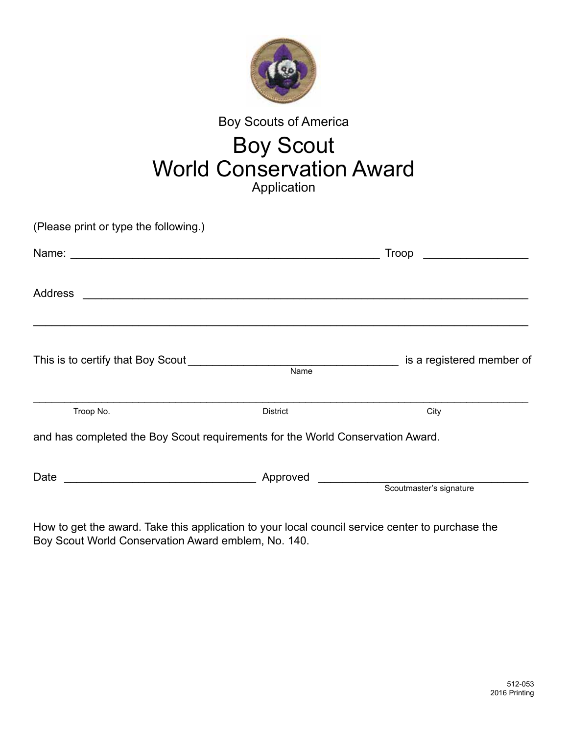Boy Scouts of America

# Boy Scout
# World Conservation Award

Application

(Please print or type the following.)

Name: ______________________________________________ Troop ________________

Address ____________________________________________________________________

____________________________________________________________________________

This is to certify that Boy Scout ________________________________ is a registered member of
Name

____________________________________________________________________________
Troop No. District City

and has completed the Boy Scout requirements for the World Conservation Award.

Date _____________________________ Approved ________________________________
Scoutmaster's signature

How to get the award. Take this application to your local council service center to purchase the Boy Scout World Conservation Award emblem, No. 140.

512-053
2016 Printing